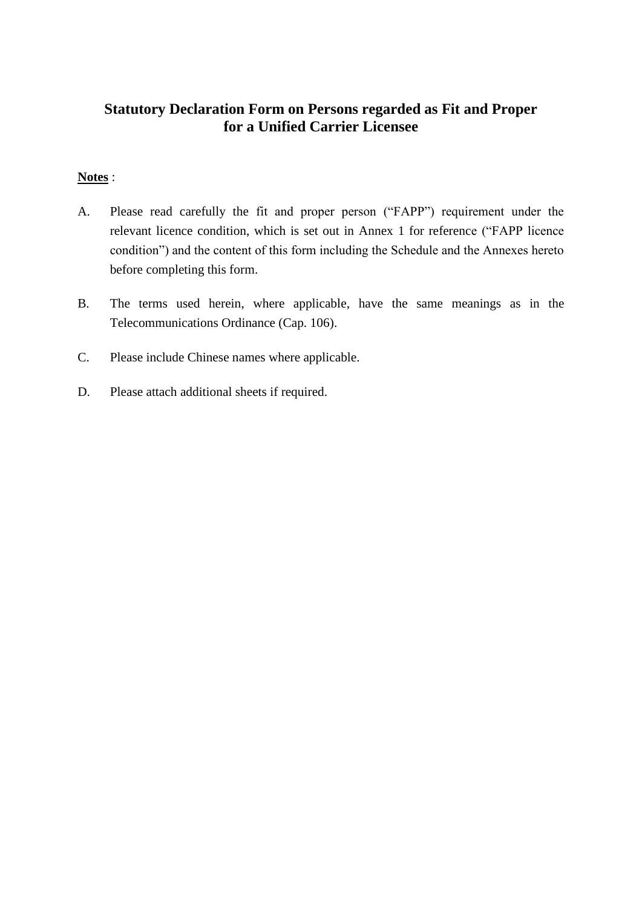# Statutory Declaration Form on Persons regarded as Fit and Proper for a Unified Carrier Licensee

**Notes** :

A. Please read carefully the fit and proper person ("FAPP") requirement under the relevant licence condition, which is set out in Annex 1 for reference ("FAPP licence condition") and the content of this form including the Schedule and the Annexes hereto before completing this form.

B. The terms used herein, where applicable, have the same meanings as in the Telecommunications Ordinance (Cap. 106).

C. Please include Chinese names where applicable.

D. Please attach additional sheets if required.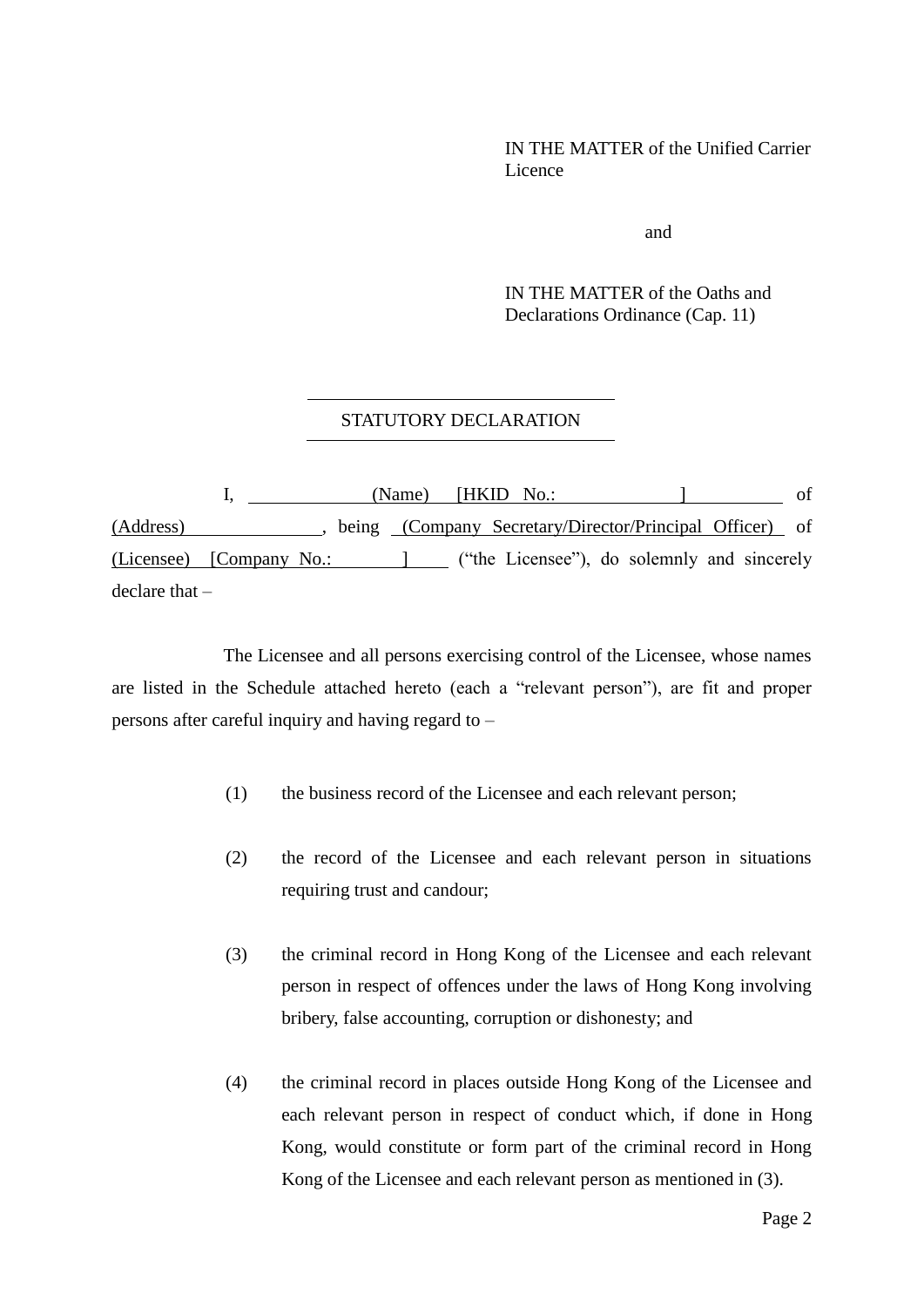IN THE MATTER of the Unified Carrier Licence

and

IN THE MATTER of the Oaths and Declarations Ordinance (Cap. 11)

---

STATUTORY DECLARATION

---

I, (Name) [HKID No.: ] of (Address), being (Company Secretary/Director/Principal Officer) of (Licensee) [Company No.: ] ("the Licensee"), do solemnly and sincerely declare that –

The Licensee and all persons exercising control of the Licensee, whose names are listed in the Schedule attached hereto (each a "relevant person"), are fit and proper persons after careful inquiry and having regard to –

(1) the business record of the Licensee and each relevant person;

(2) the record of the Licensee and each relevant person in situations requiring trust and candour;

(3) the criminal record in Hong Kong of the Licensee and each relevant person in respect of offences under the laws of Hong Kong involving bribery, false accounting, corruption or dishonesty; and

(4) the criminal record in places outside Hong Kong of the Licensee and each relevant person in respect of conduct which, if done in Hong Kong, would constitute or form part of the criminal record in Hong Kong of the Licensee and each relevant person as mentioned in (3).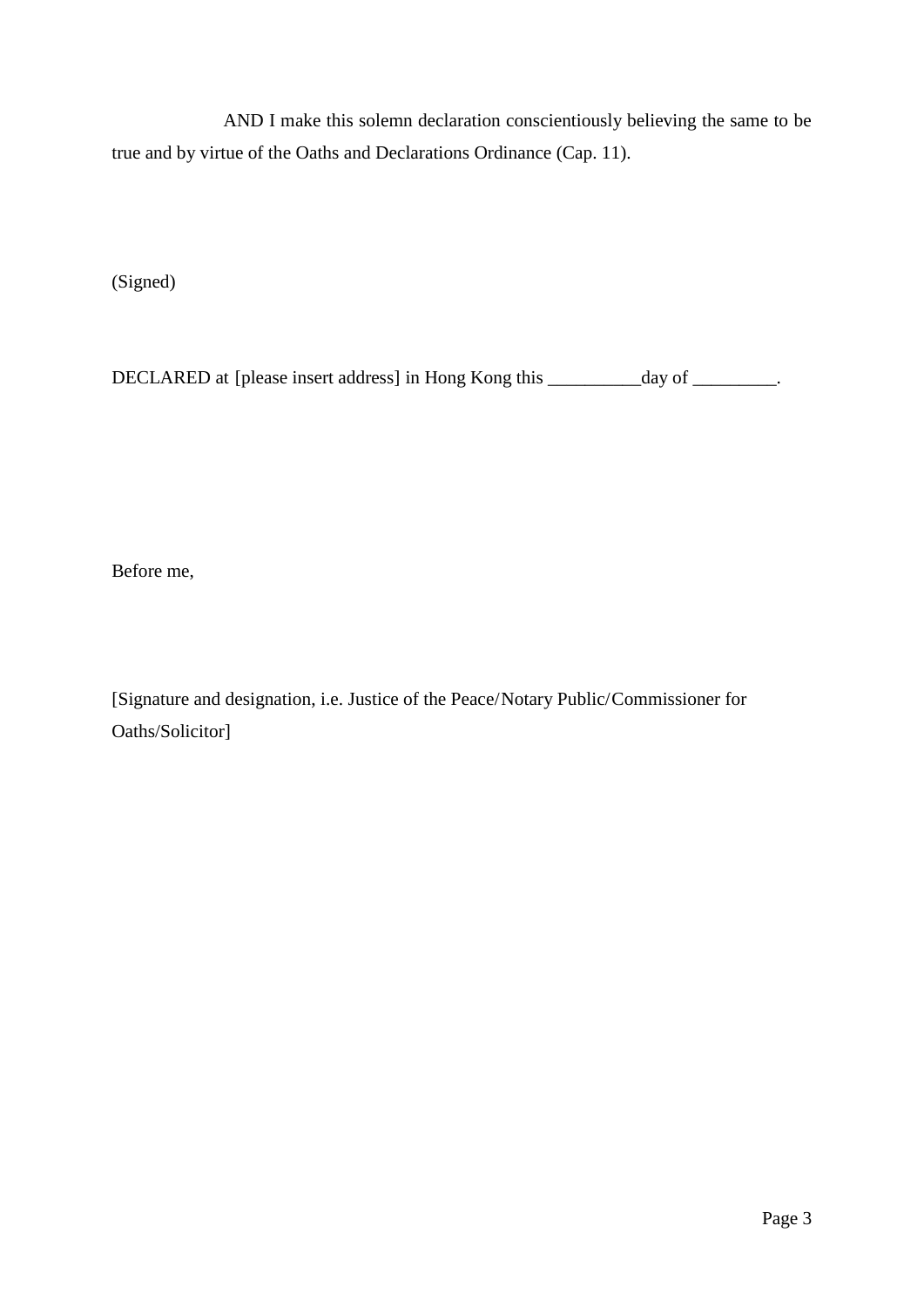AND I make this solemn declaration conscientiously believing the same to be true and by virtue of the Oaths and Declarations Ordinance (Cap. 11).

(Signed)

DECLARED at [please insert address] in Hong Kong this __________day of _________.

Before me,

[Signature and designation, i.e. Justice of the Peace/Notary Public/Commissioner for Oaths/Solicitor]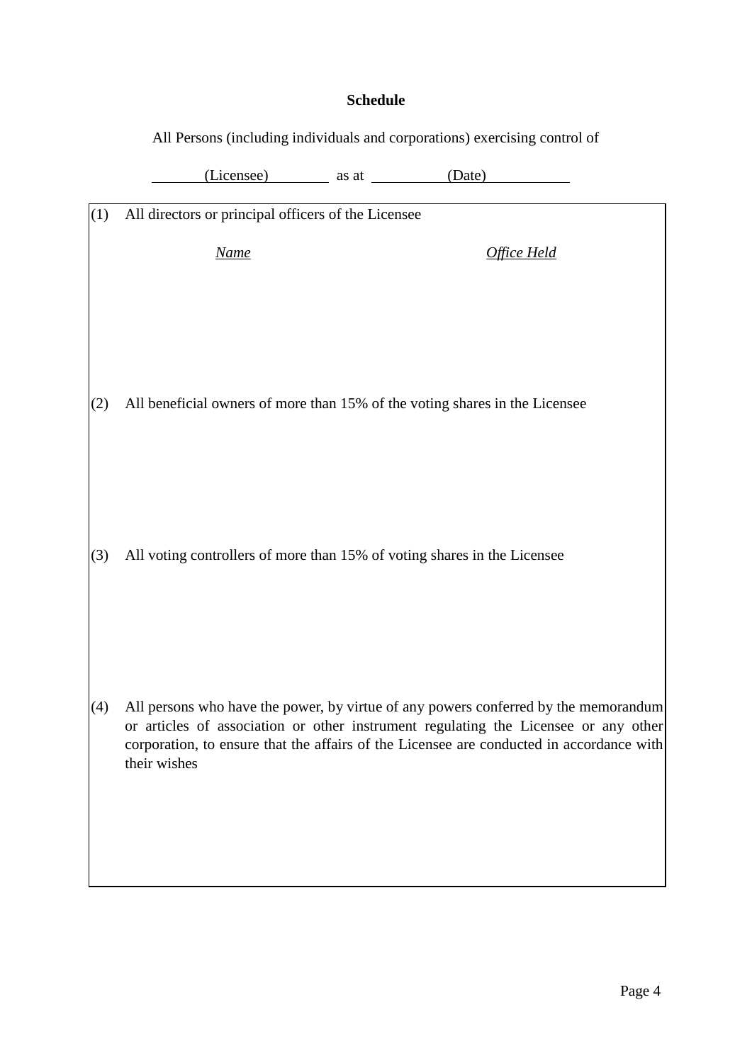**Schedule**

All Persons (including individuals and corporations) exercising control of

\_\_\_\_\_\_\_(Licensee)\_\_\_\_\_\_\_\_ as at \_\_\_\_\_\_\_\_\_\_(Date)\_\_\_\_\_\_\_\_\_\_\_

(1) All directors or principal officers of the Licensee

| *Name* | *Office Held* |
| --- | --- |
| | |

(2) All beneficial owners of more than 15% of the voting shares in the Licensee

(3) All voting controllers of more than 15% of voting shares in the Licensee

(4) All persons who have the power, by virtue of any powers conferred by the memorandum or articles of association or other instrument regulating the Licensee or any other corporation, to ensure that the affairs of the Licensee are conducted in accordance with their wishes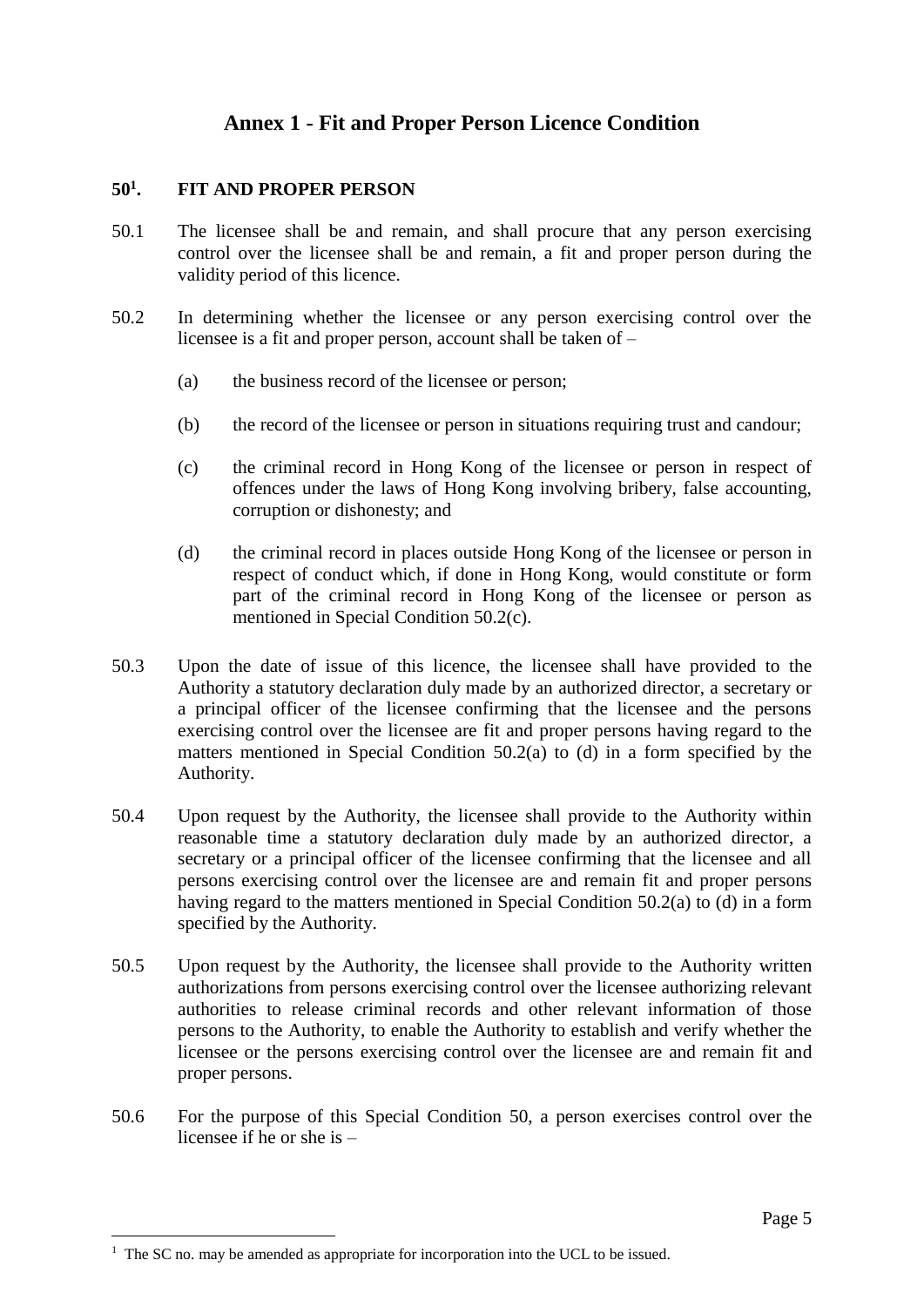## Annex 1 - Fit and Proper Person Licence Condition

### 50[1]. FIT AND PROPER PERSON

50.1 The licensee shall be and remain, and shall procure that any person exercising control over the licensee shall be and remain, a fit and proper person during the validity period of this licence.

50.2 In determining whether the licensee or any person exercising control over the licensee is a fit and proper person, account shall be taken of –

(a) the business record of the licensee or person;

(b) the record of the licensee or person in situations requiring trust and candour;

(c) the criminal record in Hong Kong of the licensee or person in respect of offences under the laws of Hong Kong involving bribery, false accounting, corruption or dishonesty; and

(d) the criminal record in places outside Hong Kong of the licensee or person in respect of conduct which, if done in Hong Kong, would constitute or form part of the criminal record in Hong Kong of the licensee or person as mentioned in Special Condition 50.2(c).

50.3 Upon the date of issue of this licence, the licensee shall have provided to the Authority a statutory declaration duly made by an authorized director, a secretary or a principal officer of the licensee confirming that the licensee and the persons exercising control over the licensee are fit and proper persons having regard to the matters mentioned in Special Condition 50.2(a) to (d) in a form specified by the Authority.

50.4 Upon request by the Authority, the licensee shall provide to the Authority within reasonable time a statutory declaration duly made by an authorized director, a secretary or a principal officer of the licensee confirming that the licensee and all persons exercising control over the licensee are and remain fit and proper persons having regard to the matters mentioned in Special Condition 50.2(a) to (d) in a form specified by the Authority.

50.5 Upon request by the Authority, the licensee shall provide to the Authority written authorizations from persons exercising control over the licensee authorizing relevant authorities to release criminal records and other relevant information of those persons to the Authority, to enable the Authority to establish and verify whether the licensee or the persons exercising control over the licensee are and remain fit and proper persons.

50.6 For the purpose of this Special Condition 50, a person exercises control over the licensee if he or she is –

---

[1] The SC no. may be amended as appropriate for incorporation into the UCL to be issued.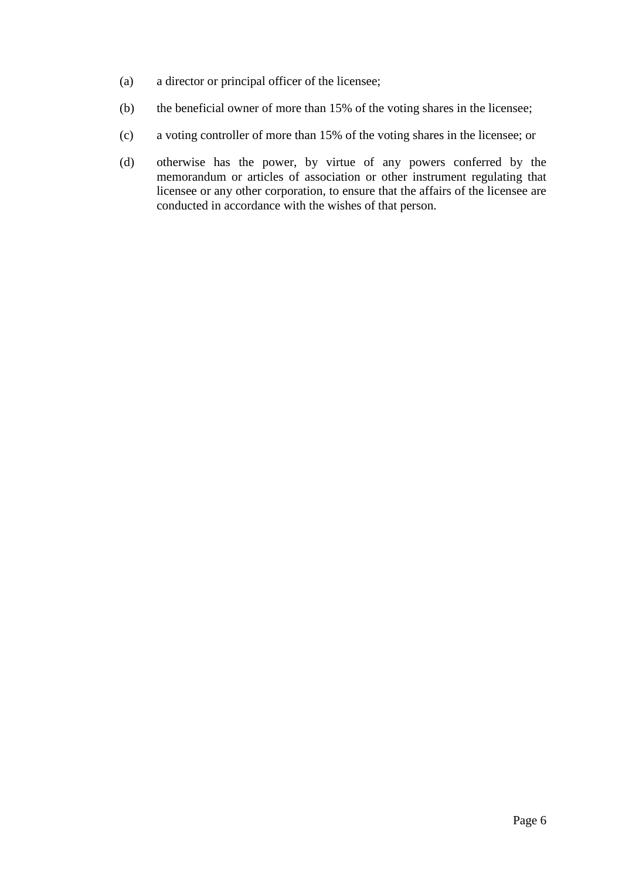(a) a director or principal officer of the licensee;

(b) the beneficial owner of more than 15% of the voting shares in the licensee;

(c) a voting controller of more than 15% of the voting shares in the licensee; or

(d) otherwise has the power, by virtue of any powers conferred by the memorandum or articles of association or other instrument regulating that licensee or any other corporation, to ensure that the affairs of the licensee are conducted in accordance with the wishes of that person.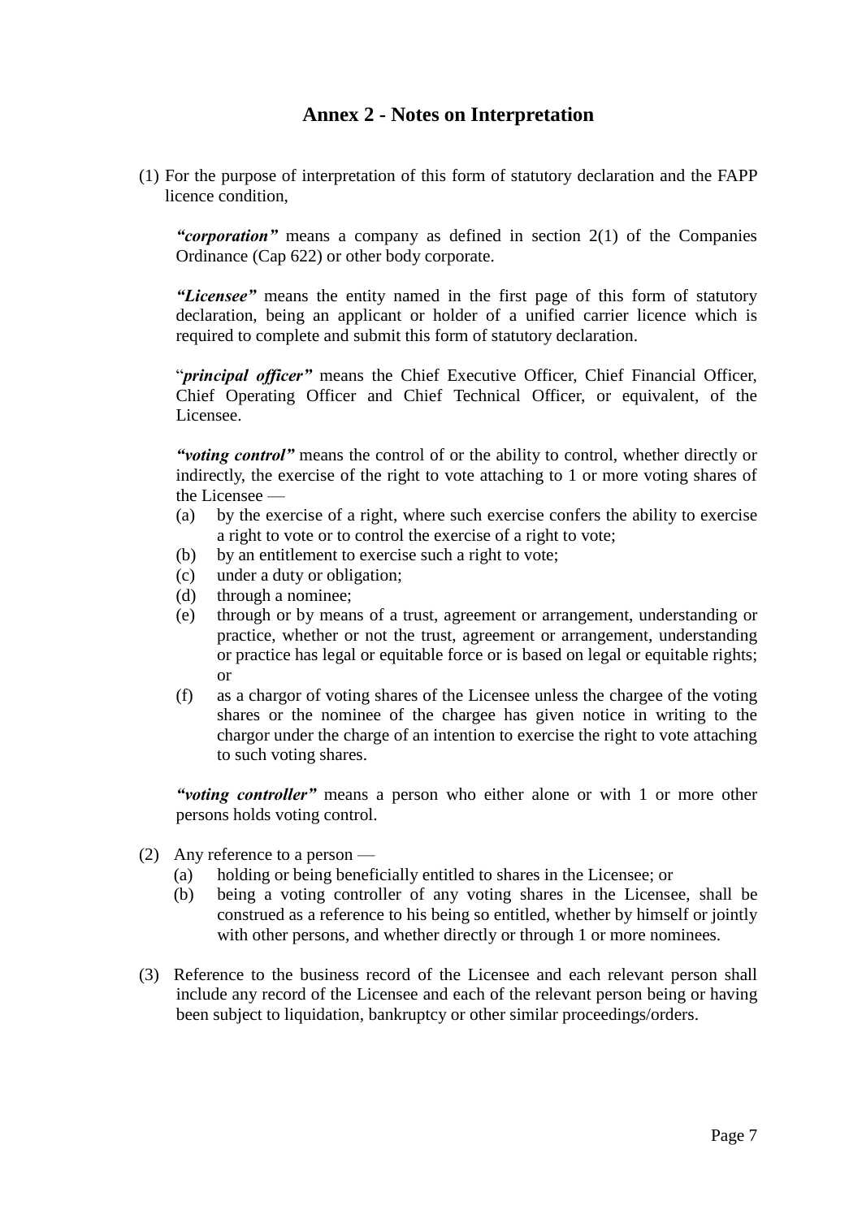# Annex 2 - Notes on Interpretation

(1) For the purpose of interpretation of this form of statutory declaration and the FAPP licence condition,

***"corporation"*** means a company as defined in section 2(1) of the Companies Ordinance (Cap 622) or other body corporate.

***"Licensee"*** means the entity named in the first page of this form of statutory declaration, being an applicant or holder of a unified carrier licence which is required to complete and submit this form of statutory declaration.

"***principal officer"*** means the Chief Executive Officer, Chief Financial Officer, Chief Operating Officer and Chief Technical Officer, or equivalent, of the Licensee.

***"voting control"*** means the control of or the ability to control, whether directly or indirectly, the exercise of the right to vote attaching to 1 or more voting shares of the Licensee —

- (a) by the exercise of a right, where such exercise confers the ability to exercise a right to vote or to control the exercise of a right to vote;
- (b) by an entitlement to exercise such a right to vote;
- (c) under a duty or obligation;
- (d) through a nominee;
- (e) through or by means of a trust, agreement or arrangement, understanding or practice, whether or not the trust, agreement or arrangement, understanding or practice has legal or equitable force or is based on legal or equitable rights; or
- (f) as a chargor of voting shares of the Licensee unless the chargee of the voting shares or the nominee of the chargee has given notice in writing to the chargor under the charge of an intention to exercise the right to vote attaching to such voting shares.

***"voting controller"*** means a person who either alone or with 1 or more other persons holds voting control.

(2) Any reference to a person —

- (a) holding or being beneficially entitled to shares in the Licensee; or
- (b) being a voting controller of any voting shares in the Licensee, shall be construed as a reference to his being so entitled, whether by himself or jointly with other persons, and whether directly or through 1 or more nominees.

(3) Reference to the business record of the Licensee and each relevant person shall include any record of the Licensee and each of the relevant person being or having been subject to liquidation, bankruptcy or other similar proceedings/orders.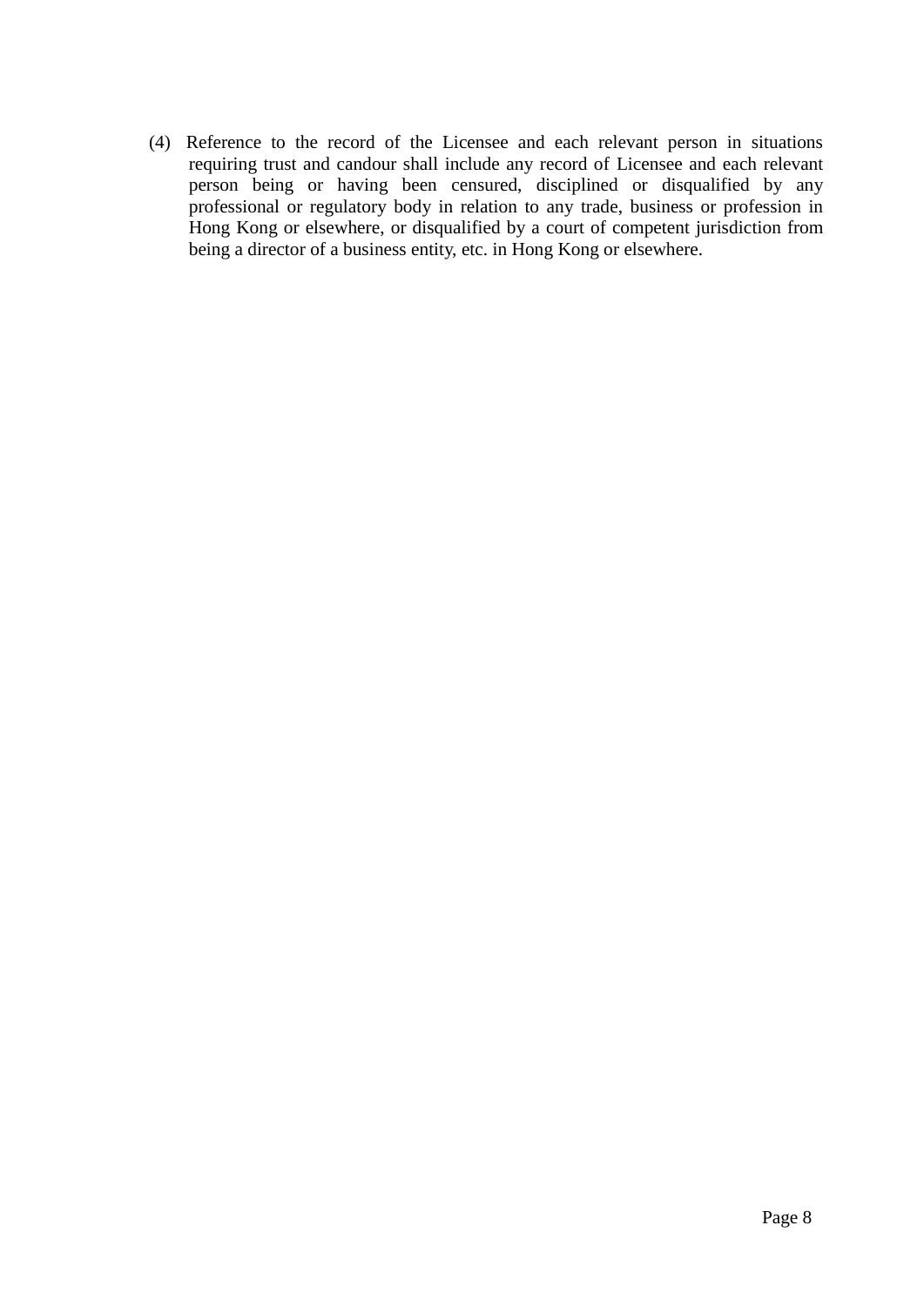(4) Reference to the record of the Licensee and each relevant person in situations requiring trust and candour shall include any record of Licensee and each relevant person being or having been censured, disciplined or disqualified by any professional or regulatory body in relation to any trade, business or profession in Hong Kong or elsewhere, or disqualified by a court of competent jurisdiction from being a director of a business entity, etc. in Hong Kong or elsewhere.